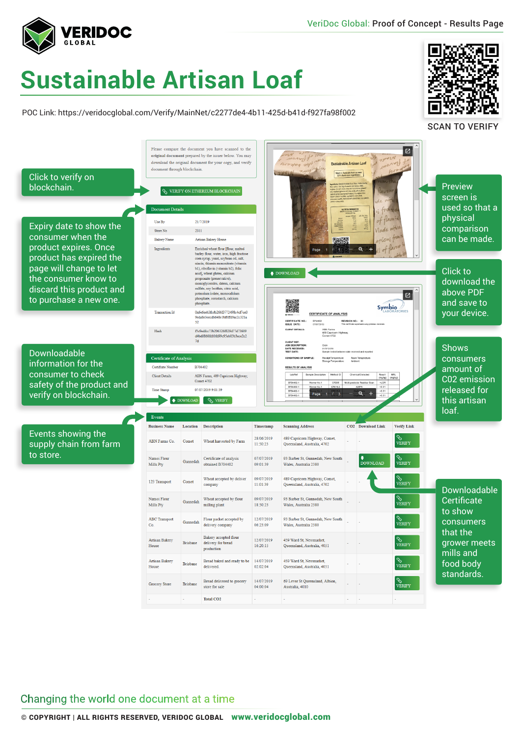VeriDoc Global: Proof of Concept - Results Page

# Sustainable Artisan Loaf

POC Link: https://veridocglobal.com/Verify/MainNet/c2277de4-4b11-425d-b41d-f927fa98f002

SCAN TO VERIFY

Please compare the document you have scanned to the **original document** prepared by the issuer below. You may download the original document for your copy, and verify document through blockchain.

VERIFY ON ETHEREUM BLOCKCHAIN

Click to verify on blockchain.

Preview screen is used so that a physical comparison can be made.

Click to download the above PDF and save to your device.

Expiry date to show the consumer when the product expires. Once product has expired the page will change to let the consumer know to discard this product and to purchase a new one.

**Document Details**

| | |
|---|---|
| Use By | 21/7/2019 |
| Store No | 2311 |
| Bakery Name | Artisan Bakery House |
| Ingredients | Enriched wheat flour [flour, malted barley flour, water, iron, high fructose corn syrup, yeast, soybean oil, salt, niacin, thiamin mononitrate (vitamin b1), riboflavin (vitamin b2), folic acid], wheat gluten, calcium propionate (preservative), monoglycerides, datem, calcium sulfate, soy lecithin, citric acid, potassium iodate, monocalcium phosphate, cornstarch, calcium phosphate. |
| Transaction Id | 0xfe6ee63fb4b266f3772498c4cf7ee09eda8e3eecdb648e1b0fff39ac2c321a52 |
| Hash | f5e9edf6cc73b206326f820d77d73609d4bd0866fd10dd9c95eb83b3ece2c27d |

DOWNLOAD

Downloadable information for the consumer to check safety of the product and verify on blockchain.

**Certificate of Analysis**

| | |
|---|---|
| Certificate Number | B704402 |
| Client Details | ABN Farms, 489 Capricorn Highway, Comet 4702 |
| Time Stamp | 07/07/2019 9:01:39 |

DOWNLOAD VERIFY

Shows consumers amount of C02 emission released for this artisan loaf.

Events showing the supply chain from farm to store.

**Events**

| Business Name | Location | Description | Timestamp | Scanning Address | CO2 | Download Link | Verify Link |
|---|---|---|---|---|---|---|---|
| ABN Farms Co. | Comet | Wheat harvested by Farm | 28/06/2019 11:50:23 | 489 Capricorn Highway, Comet, Queensland, Australia, 4702 | - | - | VERIFY |
| Namoi Flour Mills Pty | Gunnedah | Certificate of analysis obtained B704402 | 07/07/2019 09:01:39 | 93 Barber St, Gunnedah, New South Wales, Australia 2380 | - | DOWNLOAD | VERIFY |
| 123 Transport | Comet | Wheat accepted by deliver company | 09/07/2019 11:01:39 | 489 Capricorn Highway, Comet, Queensland, Australia, 4702 | - | - | VERIFY |
| Namoi Flour Mills Pty | Gunnedah | Wheat accepted by flour milling plant | 09/07/2019 18:50:23 | 93 Barber St, Gunnedah, New South Wales, Australia 2380 | - | - | VERIFY |
| ABC Transport Co. | Gunnedah | Flour packet accepted by delivery company | 12/07/2019 06:23:09 | 93 Barber St, Gunnedah, New South Wales, Australia 2380 | - | - | VERIFY |
| Artisan Bakery House | Brisbane | Bakery accepted flour delivery for bread production | 12/07/2019 16:20:15 | 459 Ward St, Newmarket, Queensland, Australia, 4051 | - | - | VERIFY |
| Artisan Bakery House | Brisbane | Bread baked and ready to be delivered. | 14/07/2019 02:02:04 | 459 Ward St, Newmarket, Queensland, Australia, 4051 | - | - | VERIFY |
| Grocery Store | Brisbane | Bread delivered to grocery store for sale | 14/07/2019 04:00:04 | 69 Lever St Queensland, Albion, Australia, 4010 | - | - | VERIFY |
| - | - | Total CO2 | - | - | - | - | - |

Downloadable Certificate to show consumers that the grower meets mills and food body standards.

Changing the world one document at a time

© COPYRIGHT | ALL RIGHTS RESERVED, VERIDOC GLOBAL www.veridocglobal.com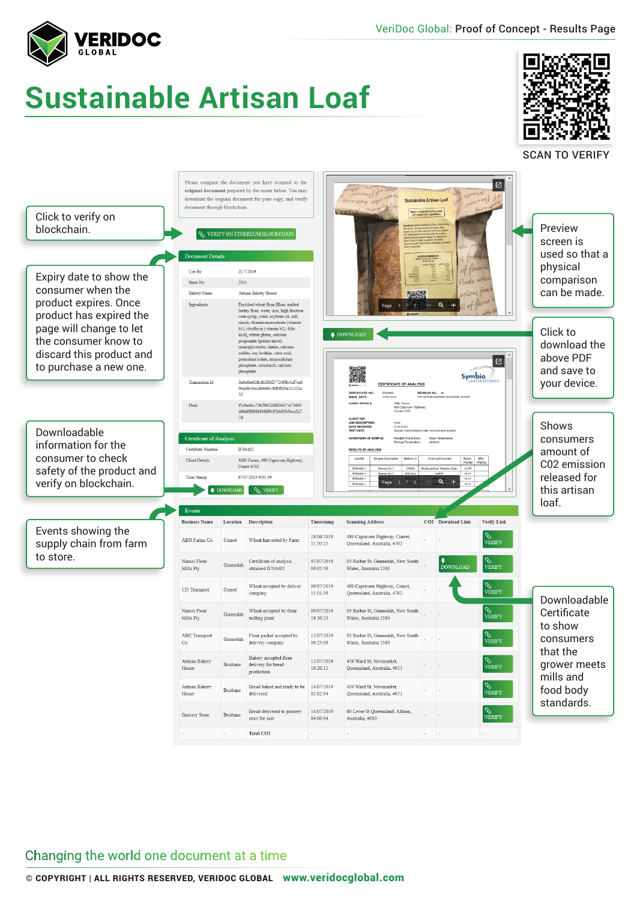VeriDoc Global: Proof of Concept - Results Page

# Sustainable Artisan Loaf

SCAN TO VERIFY

Click to verify on blockchain.

Expiry date to show the consumer when the product expires. Once product has expired the page will change to let the consumer know to discard this product and to purchase a new one.

Downloadable information for the consumer to check safety of the product and verify on blockchain.

Events showing the supply chain from farm to store.

Please compare the document you have scanned to the **original document** prepared by the issuer below. You may download the original document for your copy, and verify document through blockchain.

VERIFY ON ETHEREUM BLOCKCHAIN

**Document Details**

| | |
|---|---|
| Use By | 21/7/2019 |
| Store No | 2311 |
| Bakery Name | Artisan Bakery House |
| Ingredients | Enriched wheat flour [flour, malted barley flour, water, iron, high fructose corn syrup, yeast, soybean oil, salt, niacin, thiamin mononitrate (vitamin b1), riboflavin (vitamin b2), folic acid], wheat gluten, calcium propionate (preservative), monoglycerides, datem, calcium sulfate, soy lecithin, citric acid, potassium iodate, monocalcium phosphate, cornstarch, calcium phosphate. |
| Transaction Id | 0xfe6ee63fbdb266f3772498c4ef7ee09eda8e3eecdb648e1bf0ff49ac2c321a52 |
| Hash | f5e9edfec73b206326f820d77d73609d4bd08686f0fd39c95eb83b3eee2c27d |

**Certificate of Analysis**

| | |
|---|---|
| Certificate Number | B704402 |
| Client Details | ABN Farms, 489 Capricorn Highway, Comet 4702 |
| Time Stamp | 07/07/2019 9:01:39 |

DOWNLOAD VERIFY

Preview screen is used so that a physical comparison can be made.

DOWNLOAD

Click to download the above PDF and save to your device.

Shows consumers amount of C02 emission released for this artisan loaf.

**Events**

| Business Name | Location | Description | Timestamp | Scanning Address | CO2 | Download Link | Verify Link |
|---|---|---|---|---|---|---|---|
| ABN Farms Co. | Comet | Wheat harvested by Farm | 28/06/2019 11:50:23 | 489 Capricorn Highway, Comet, Queensland, Australia, 4702 | - | - | VERIFY |
| Namoi Flour Mills Pty | Gunnedah | Certificate of analysis obtained B704402 | 07/07/2019 09:01:39 | 93 Barber St, Gunnedah, New South Wales, Australia 2380 | - | DOWNLOAD | VERIFY |
| 123 Transport | Comet | Wheat accepted by deliver company | 09/07/2019 11:01:39 | 489 Capricorn Highway, Comet, Queensland, Australia, 4702 | - | - | VERIFY |
| Namoi Flour Mills Pty | Gunnedah | Wheat accepted by flour milling plant | 09/07/2019 18:50:23 | 93 Barber St, Gunnedah, New South Wales, Australia 2380 | - | - | VERIFY |
| ABC Transport Co. | Gunnedah | Flour packet accepted by delivery company | 12/07/2019 06:23:09 | 93 Barber St, Gunnedah, New South Wales, Australia 2380 | - | - | VERIFY |
| Artisan Bakery House | Brisbane | Bakery accepted flour delivery for bread production | 12/07/2019 16:20:15 | 459 Ward St, Newmarket, Queensland, Australia, 4051 | - | - | VERIFY |
| Artisan Bakery House | Brisbane | Bread baked and ready to be delivered. | 14/07/2019 02:02:04 | 459 Ward St, Newmarket, Queensland, Australia, 4051 | - | - | VERIFY |
| Grocery Store | Brisbane | Bread delivered to grocery store for sale | 14/07/2019 04:00:04 | 69 Lever St Queensland, Albion, Australia, 4010 | - | - | VERIFY |
| - | - | Total CO2 | - | - | - | - | - |

Downloadable Certificate to show consumers that the grower meets mills and food body standards.

Changing the world one document at a time

© COPYRIGHT | ALL RIGHTS RESERVED, VERIDOC GLOBAL www.veridocglobal.com